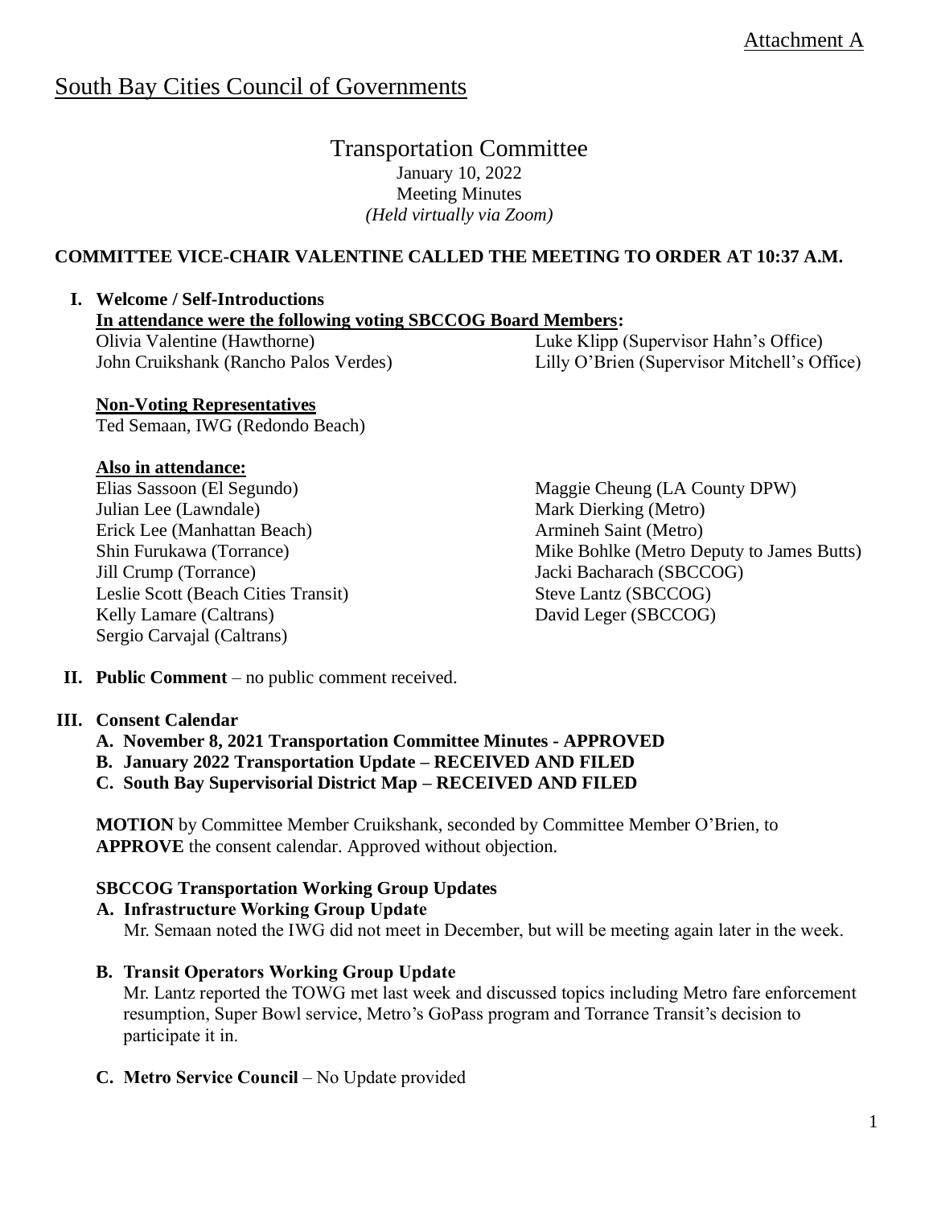Attachment A

# South Bay Cities Council of Governments

## Transportation Committee

January 10, 2022
Meeting Minutes
*(Held virtually via Zoom)*

**COMMITTEE VICE-CHAIR VALENTINE CALLED THE MEETING TO ORDER AT 10:37 A.M.**

**I. Welcome / Self-Introductions**

**In attendance were the following voting SBCCOG Board Members:**

Olivia Valentine (Hawthorne)
John Cruikshank (Rancho Palos Verdes)
Luke Klipp (Supervisor Hahn's Office)
Lilly O'Brien (Supervisor Mitchell's Office)

**Non-Voting Representatives**

Ted Semaan, IWG (Redondo Beach)

**Also in attendance:**

Elias Sassoon (El Segundo)
Julian Lee (Lawndale)
Erick Lee (Manhattan Beach)
Shin Furukawa (Torrance)
Jill Crump (Torrance)
Leslie Scott (Beach Cities Transit)
Kelly Lamare (Caltrans)
Sergio Carvajal (Caltrans)
Maggie Cheung (LA County DPW)
Mark Dierking (Metro)
Armineh Saint (Metro)
Mike Bohlke (Metro Deputy to James Butts)
Jacki Bacharach (SBCCOG)
Steve Lantz (SBCCOG)
David Leger (SBCCOG)

**II. Public Comment** – no public comment received.

**III. Consent Calendar**

**A. November 8, 2021 Transportation Committee Minutes - APPROVED**
**B. January 2022 Transportation Update – RECEIVED AND FILED**
**C. South Bay Supervisorial District Map – RECEIVED AND FILED**

**MOTION** by Committee Member Cruikshank, seconded by Committee Member O'Brien, to **APPROVE** the consent calendar. Approved without objection.

**SBCCOG Transportation Working Group Updates**

**A. Infrastructure Working Group Update**
Mr. Semaan noted the IWG did not meet in December, but will be meeting again later in the week.

**B. Transit Operators Working Group Update**
Mr. Lantz reported the TOWG met last week and discussed topics including Metro fare enforcement resumption, Super Bowl service, Metro's GoPass program and Torrance Transit's decision to participate it in.

**C. Metro Service Council** – No Update provided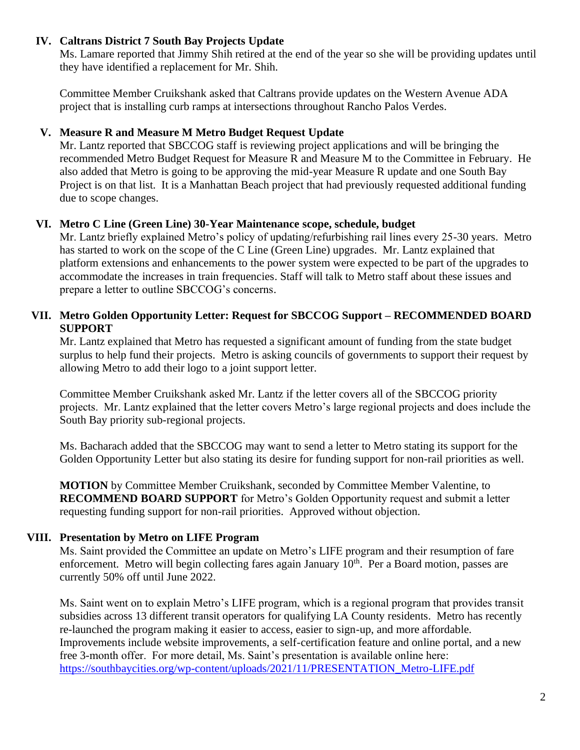**IV. Caltrans District 7 South Bay Projects Update**

Ms. Lamare reported that Jimmy Shih retired at the end of the year so she will be providing updates until they have identified a replacement for Mr. Shih.

Committee Member Cruikshank asked that Caltrans provide updates on the Western Avenue ADA project that is installing curb ramps at intersections throughout Rancho Palos Verdes.

**V. Measure R and Measure M Metro Budget Request Update**

Mr. Lantz reported that SBCCOG staff is reviewing project applications and will be bringing the recommended Metro Budget Request for Measure R and Measure M to the Committee in February. He also added that Metro is going to be approving the mid-year Measure R update and one South Bay Project is on that list. It is a Manhattan Beach project that had previously requested additional funding due to scope changes.

**VI. Metro C Line (Green Line) 30-Year Maintenance scope, schedule, budget**

Mr. Lantz briefly explained Metro's policy of updating/refurbishing rail lines every 25-30 years. Metro has started to work on the scope of the C Line (Green Line) upgrades. Mr. Lantz explained that platform extensions and enhancements to the power system were expected to be part of the upgrades to accommodate the increases in train frequencies. Staff will talk to Metro staff about these issues and prepare a letter to outline SBCCOG's concerns.

**VII. Metro Golden Opportunity Letter: Request for SBCCOG Support – RECOMMENDED BOARD SUPPORT**

Mr. Lantz explained that Metro has requested a significant amount of funding from the state budget surplus to help fund their projects. Metro is asking councils of governments to support their request by allowing Metro to add their logo to a joint support letter.

Committee Member Cruikshank asked Mr. Lantz if the letter covers all of the SBCCOG priority projects. Mr. Lantz explained that the letter covers Metro's large regional projects and does include the South Bay priority sub-regional projects.

Ms. Bacharach added that the SBCCOG may want to send a letter to Metro stating its support for the Golden Opportunity Letter but also stating its desire for funding support for non-rail priorities as well.

**MOTION** by Committee Member Cruikshank, seconded by Committee Member Valentine, to **RECOMMEND BOARD SUPPORT** for Metro's Golden Opportunity request and submit a letter requesting funding support for non-rail priorities. Approved without objection.

**VIII. Presentation by Metro on LIFE Program**

Ms. Saint provided the Committee an update on Metro's LIFE program and their resumption of fare enforcement. Metro will begin collecting fares again January 10th. Per a Board motion, passes are currently 50% off until June 2022.

Ms. Saint went on to explain Metro's LIFE program, which is a regional program that provides transit subsidies across 13 different transit operators for qualifying LA County residents. Metro has recently re-launched the program making it easier to access, easier to sign-up, and more affordable. Improvements include website improvements, a self-certification feature and online portal, and a new free 3-month offer. For more detail, Ms. Saint's presentation is available online here: [https://southbaycities.org/wp-content/uploads/2021/11/PRESENTATION_Metro-LIFE.pdf](https://southbaycities.org/wp-content/uploads/2021/11/PRESENTATION_Metro-LIFE.pdf)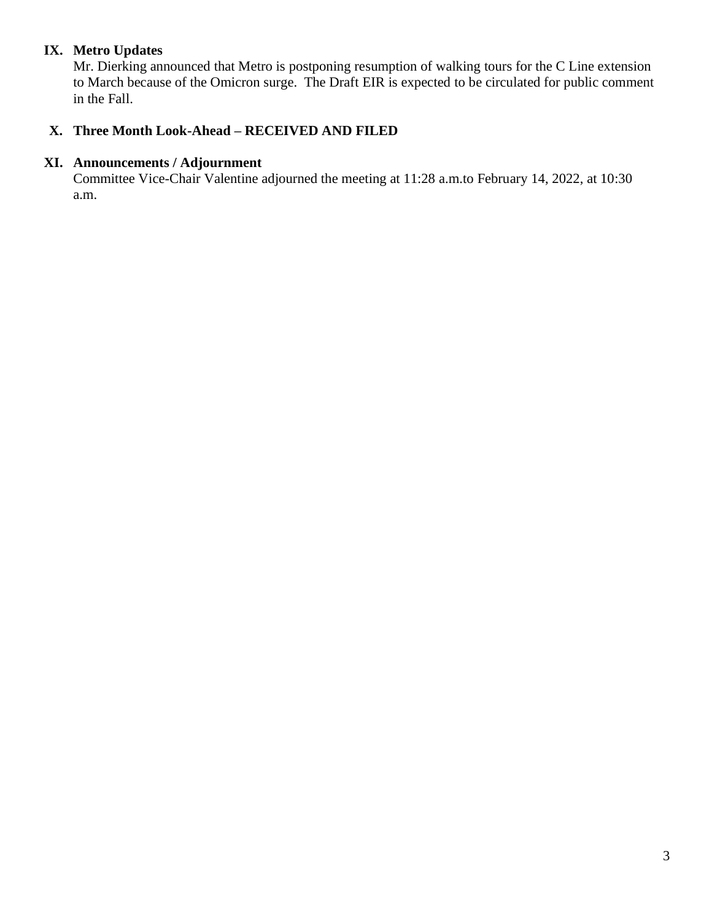## IX. Metro Updates

Mr. Dierking announced that Metro is postponing resumption of walking tours for the C Line extension to March because of the Omicron surge. The Draft EIR is expected to be circulated for public comment in the Fall.

## X. Three Month Look-Ahead – RECEIVED AND FILED

## XI. Announcements / Adjournment

Committee Vice-Chair Valentine adjourned the meeting at 11:28 a.m.to February 14, 2022, at 10:30 a.m.